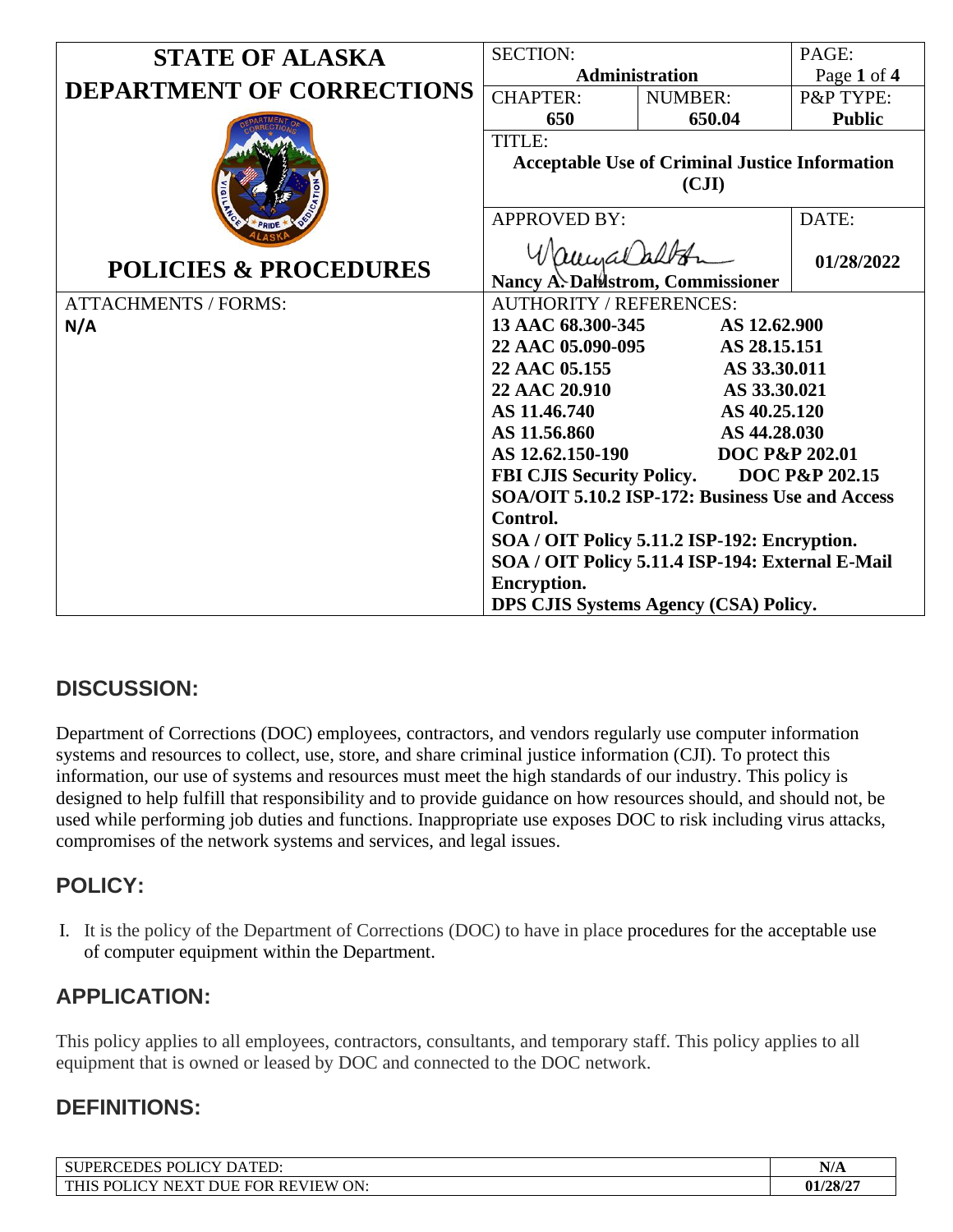| STATE OF ALASKA DEPARTMENT OF CORRECTIONS | SECTION: **Administration** | | PAGE: Page **1** of **4** |
|---|---|---|---|
| | CHAPTER: **650** | NUMBER: **650.04** | P&P TYPE: **Public** |
| | TITLE: **Acceptable Use of Criminal Justice Information (CJI)** | | |
| **POLICIES & PROCEDURES** | APPROVED BY: **Nancy A. Dahlstrom, Commissioner** | | DATE: **01/28/2022** |
| ATTACHMENTS / FORMS: **N/A** | AUTHORITY / REFERENCES: | | |

**AUTHORITY / REFERENCES:**

- 13 AAC 68.300-345
- 22 AAC 05.090-095
- 22 AAC 05.155
- 22 AAC 20.910
- AS 11.46.740
- AS 11.56.860
- AS 12.62.150-190
- FBI CJIS Security Policy.
- AS 12.62.900
- AS 28.15.151
- AS 33.30.011
- AS 33.30.021
- AS 40.25.120
- AS 44.28.030
- DOC P&P 202.01
- DOC P&P 202.15
- SOA/OIT 5.10.2 ISP-172: Business Use and Access Control.
- SOA / OIT Policy 5.11.2 ISP-192: Encryption.
- SOA / OIT Policy 5.11.4 ISP-194: External E-Mail Encryption.
- DPS CJIS Systems Agency (CSA) Policy.

## DISCUSSION:

Department of Corrections (DOC) employees, contractors, and vendors regularly use computer information systems and resources to collect, use, store, and share criminal justice information (CJI). To protect this information, our use of systems and resources must meet the high standards of our industry. This policy is designed to help fulfill that responsibility and to provide guidance on how resources should, and should not, be used while performing job duties and functions. Inappropriate use exposes DOC to risk including virus attacks, compromises of the network systems and services, and legal issues.

## POLICY:

I. It is the policy of the Department of Corrections (DOC) to have in place procedures for the acceptable use of computer equipment within the Department.

## APPLICATION:

This policy applies to all employees, contractors, consultants, and temporary staff. This policy applies to all equipment that is owned or leased by DOC and connected to the DOC network.

## DEFINITIONS:

| SUPERCEDES POLICY DATED: | N/A |
|---|---|
| THIS POLICY NEXT DUE FOR REVIEW ON: | 01/28/27 |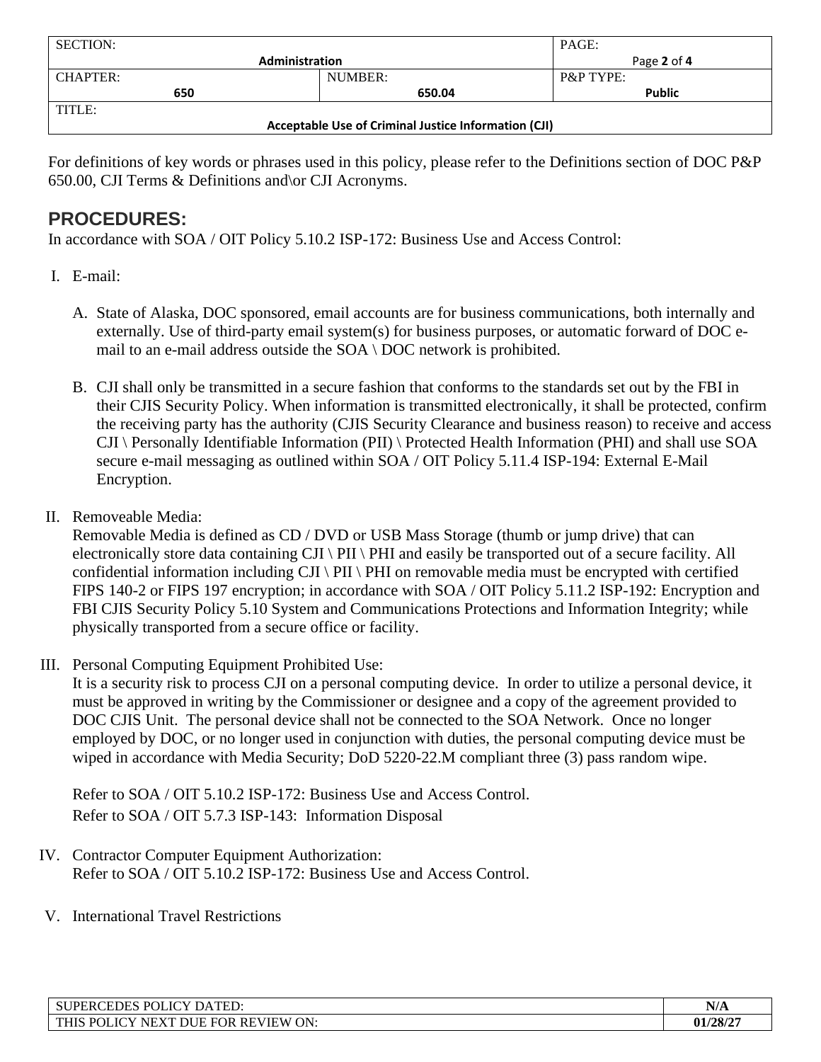For definitions of key words or phrases used in this policy, please refer to the Definitions section of DOC P&P 650.00, CJI Terms & Definitions and\or CJI Acronyms.

## PROCEDURES:

In accordance with SOA / OIT Policy 5.10.2 ISP-172: Business Use and Access Control:

I. E-mail:

   A. State of Alaska, DOC sponsored, email accounts are for business communications, both internally and externally. Use of third-party email system(s) for business purposes, or automatic forward of DOC e-mail to an e-mail address outside the SOA \ DOC network is prohibited.

   B. CJI shall only be transmitted in a secure fashion that conforms to the standards set out by the FBI in their CJIS Security Policy. When information is transmitted electronically, it shall be protected, confirm the receiving party has the authority (CJIS Security Clearance and business reason) to receive and access CJI \ Personally Identifiable Information (PII) \ Protected Health Information (PHI) and shall use SOA secure e-mail messaging as outlined within SOA / OIT Policy 5.11.4 ISP-194: External E-Mail Encryption.

II. Removeable Media:
   Removable Media is defined as CD / DVD or USB Mass Storage (thumb or jump drive) that can electronically store data containing CJI \ PII \ PHI and easily be transported out of a secure facility. All confidential information including CJI \ PII \ PHI on removable media must be encrypted with certified FIPS 140-2 or FIPS 197 encryption; in accordance with SOA / OIT Policy 5.11.2 ISP-192: Encryption and FBI CJIS Security Policy 5.10 System and Communications Protections and Information Integrity; while physically transported from a secure office or facility.

III. Personal Computing Equipment Prohibited Use:
   It is a security risk to process CJI on a personal computing device. In order to utilize a personal device, it must be approved in writing by the Commissioner or designee and a copy of the agreement provided to DOC CJIS Unit. The personal device shall not be connected to the SOA Network. Once no longer employed by DOC, or no longer used in conjunction with duties, the personal computing device must be wiped in accordance with Media Security; DoD 5220-22.M compliant three (3) pass random wipe.

   Refer to SOA / OIT 5.10.2 ISP-172: Business Use and Access Control.
   Refer to SOA / OIT 5.7.3 ISP-143: Information Disposal

IV. Contractor Computer Equipment Authorization:
   Refer to SOA / OIT 5.10.2 ISP-172: Business Use and Access Control.

V. International Travel Restrictions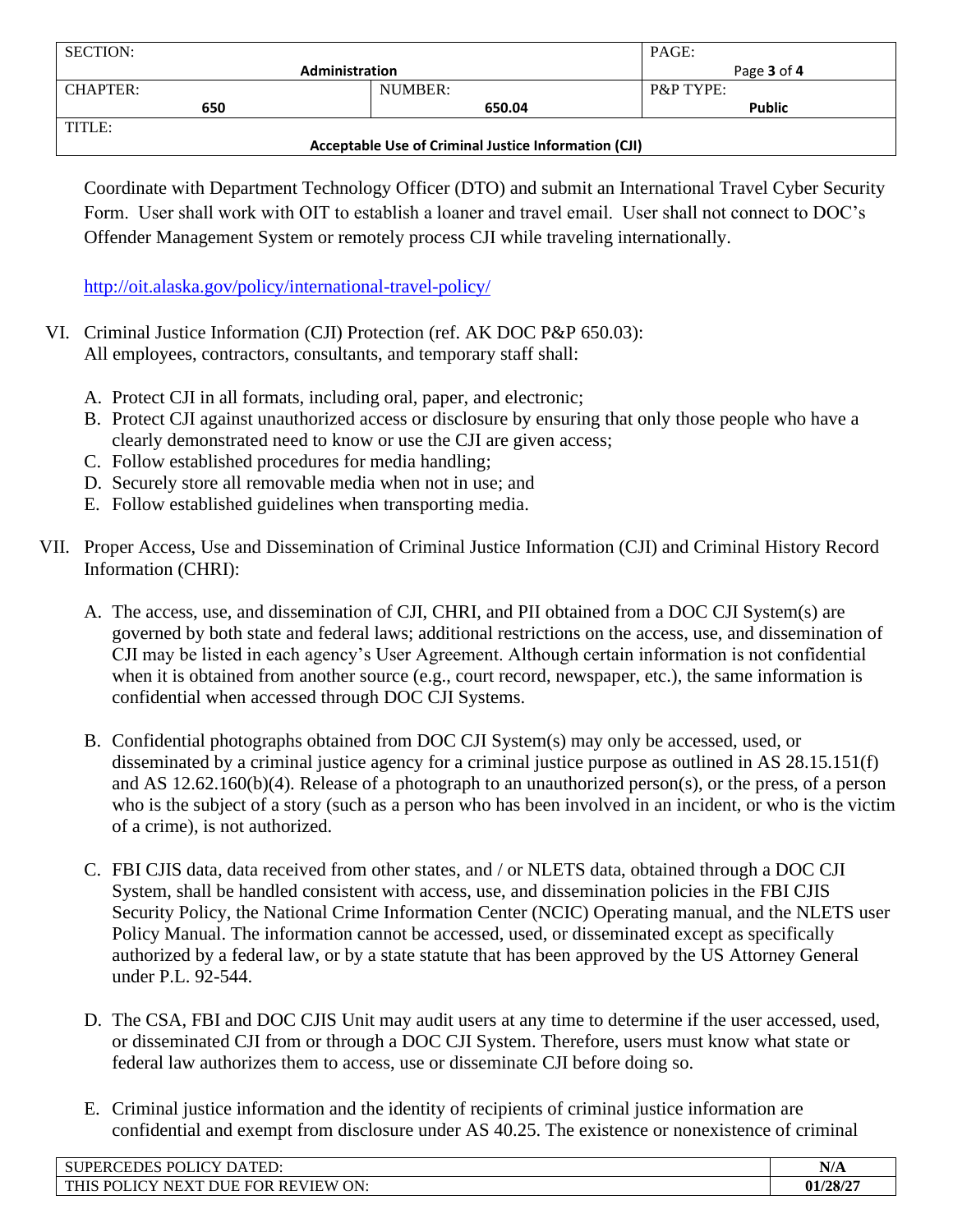Coordinate with Department Technology Officer (DTO) and submit an International Travel Cyber Security Form. User shall work with OIT to establish a loaner and travel email. User shall not connect to DOC's Offender Management System or remotely process CJI while traveling internationally.

http://oit.alaska.gov/policy/international-travel-policy/

VI. Criminal Justice Information (CJI) Protection (ref. AK DOC P&P 650.03): All employees, contractors, consultants, and temporary staff shall:

   A. Protect CJI in all formats, including oral, paper, and electronic;
   B. Protect CJI against unauthorized access or disclosure by ensuring that only those people who have a clearly demonstrated need to know or use the CJI are given access;
   C. Follow established procedures for media handling;
   D. Securely store all removable media when not in use; and
   E. Follow established guidelines when transporting media.

VII. Proper Access, Use and Dissemination of Criminal Justice Information (CJI) and Criminal History Record Information (CHRI):

   A. The access, use, and dissemination of CJI, CHRI, and PII obtained from a DOC CJI System(s) are governed by both state and federal laws; additional restrictions on the access, use, and dissemination of CJI may be listed in each agency's User Agreement. Although certain information is not confidential when it is obtained from another source (e.g., court record, newspaper, etc.), the same information is confidential when accessed through DOC CJI Systems.

   B. Confidential photographs obtained from DOC CJI System(s) may only be accessed, used, or disseminated by a criminal justice agency for a criminal justice purpose as outlined in AS 28.15.151(f) and AS 12.62.160(b)(4). Release of a photograph to an unauthorized person(s), or the press, of a person who is the subject of a story (such as a person who has been involved in an incident, or who is the victim of a crime), is not authorized.

   C. FBI CJIS data, data received from other states, and / or NLETS data, obtained through a DOC CJI System, shall be handled consistent with access, use, and dissemination policies in the FBI CJIS Security Policy, the National Crime Information Center (NCIC) Operating manual, and the NLETS user Policy Manual. The information cannot be accessed, used, or disseminated except as specifically authorized by a federal law, or by a state statute that has been approved by the US Attorney General under P.L. 92-544.

   D. The CSA, FBI and DOC CJIS Unit may audit users at any time to determine if the user accessed, used, or disseminated CJI from or through a DOC CJI System. Therefore, users must know what state or federal law authorizes them to access, use or disseminate CJI before doing so.

   E. Criminal justice information and the identity of recipients of criminal justice information are confidential and exempt from disclosure under AS 40.25. The existence or nonexistence of criminal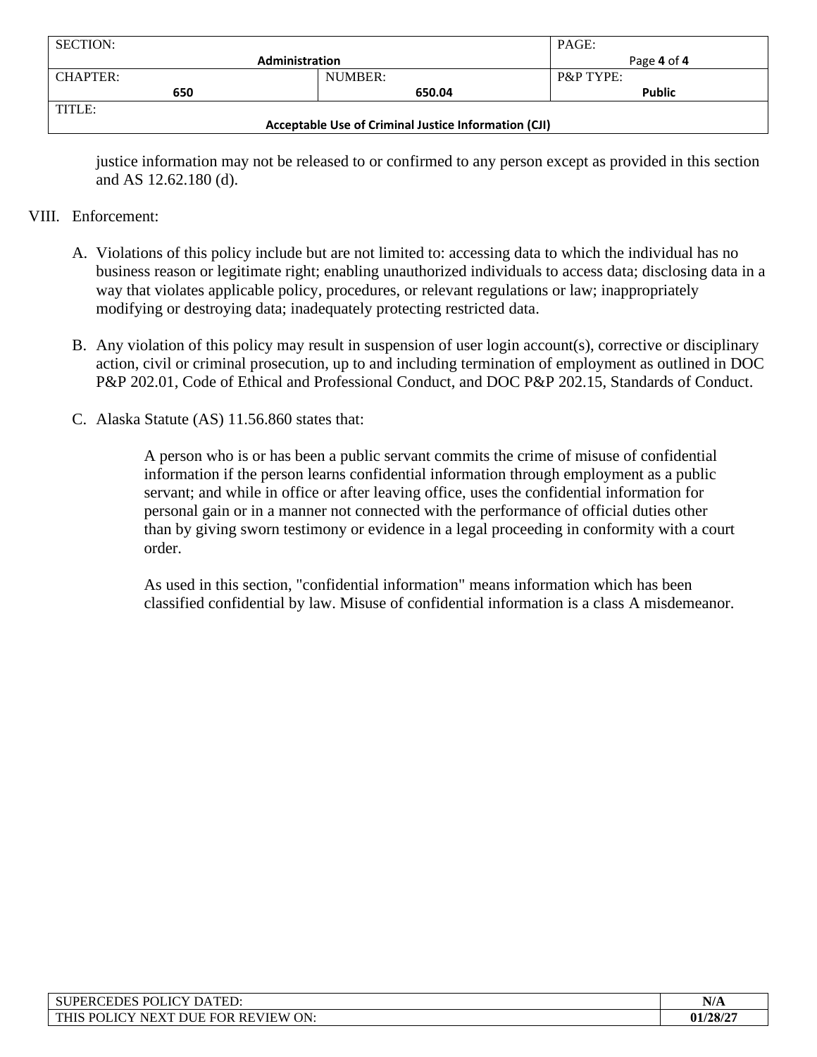justice information may not be released to or confirmed to any person except as provided in this section and AS 12.62.180 (d).

VIII. Enforcement:

A. Violations of this policy include but are not limited to: accessing data to which the individual has no business reason or legitimate right; enabling unauthorized individuals to access data; disclosing data in a way that violates applicable policy, procedures, or relevant regulations or law; inappropriately modifying or destroying data; inadequately protecting restricted data.

B. Any violation of this policy may result in suspension of user login account(s), corrective or disciplinary action, civil or criminal prosecution, up to and including termination of employment as outlined in DOC P&P 202.01, Code of Ethical and Professional Conduct, and DOC P&P 202.15, Standards of Conduct.

C. Alaska Statute (AS) 11.56.860 states that:

> A person who is or has been a public servant commits the crime of misuse of confidential information if the person learns confidential information through employment as a public servant; and while in office or after leaving office, uses the confidential information for personal gain or in a manner not connected with the performance of official duties other than by giving sworn testimony or evidence in a legal proceeding in conformity with a court order.
>
> As used in this section, "confidential information" means information which has been classified confidential by law. Misuse of confidential information is a class A misdemeanor.

| | |
|---|---|
| SUPERCEDES POLICY DATED: | N/A |
| THIS POLICY NEXT DUE FOR REVIEW ON: | 01/28/27 |